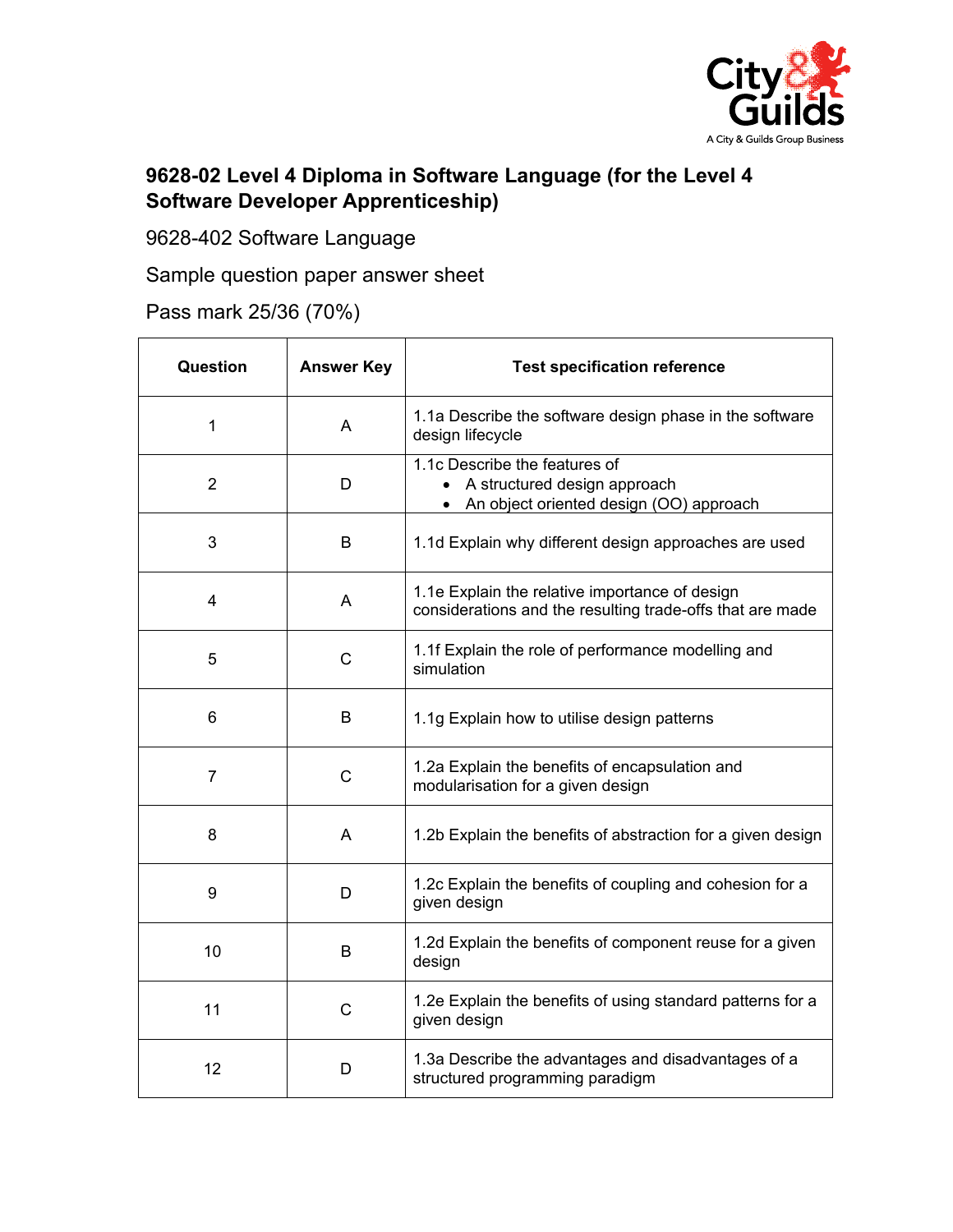# 9628-02 Level 4 Diploma in Software Language (for the Level 4 Software Developer Apprenticeship)

9628-402 Software Language

Sample question paper answer sheet

Pass mark 25/36 (70%)

| Question | Answer Key | Test specification reference |
|---|---|---|
| 1 | A | 1.1a Describe the software design phase in the software design lifecycle |
| 2 | D | 1.1c Describe the features of <br>• A structured design approach <br>• An object oriented design (OO) approach |
| 3 | B | 1.1d Explain why different design approaches are used |
| 4 | A | 1.1e Explain the relative importance of design considerations and the resulting trade-offs that are made |
| 5 | C | 1.1f Explain the role of performance modelling and simulation |
| 6 | B | 1.1g Explain how to utilise design patterns |
| 7 | C | 1.2a Explain the benefits of encapsulation and modularisation for a given design |
| 8 | A | 1.2b Explain the benefits of abstraction for a given design |
| 9 | D | 1.2c Explain the benefits of coupling and cohesion for a given design |
| 10 | B | 1.2d Explain the benefits of component reuse for a given design |
| 11 | C | 1.2e Explain the benefits of using standard patterns for a given design |
| 12 | D | 1.3a Describe the advantages and disadvantages of a structured programming paradigm |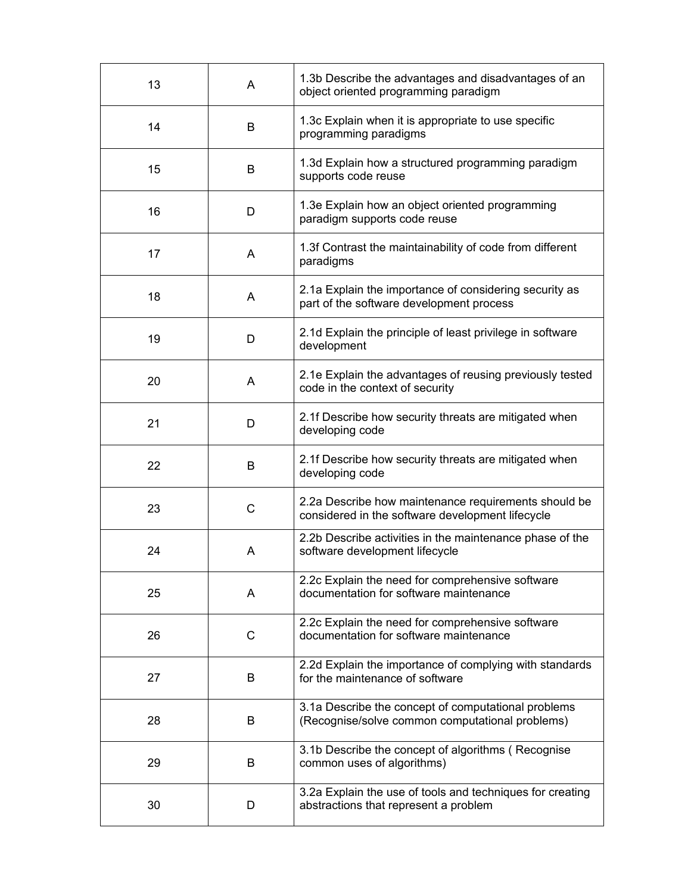| | | |
|---|---|---|
| 13 | A | 1.3b Describe the advantages and disadvantages of an object oriented programming paradigm |
| 14 | B | 1.3c Explain when it is appropriate to use specific programming paradigms |
| 15 | B | 1.3d Explain how a structured programming paradigm supports code reuse |
| 16 | D | 1.3e Explain how an object oriented programming paradigm supports code reuse |
| 17 | A | 1.3f Contrast the maintainability of code from different paradigms |
| 18 | A | 2.1a Explain the importance of considering security as part of the software development process |
| 19 | D | 2.1d Explain the principle of least privilege in software development |
| 20 | A | 2.1e Explain the advantages of reusing previously tested code in the context of security |
| 21 | D | 2.1f Describe how security threats are mitigated when developing code |
| 22 | B | 2.1f Describe how security threats are mitigated when developing code |
| 23 | C | 2.2a Describe how maintenance requirements should be considered in the software development lifecycle |
| 24 | A | 2.2b Describe activities in the maintenance phase of the software development lifecycle |
| 25 | A | 2.2c Explain the need for comprehensive software documentation for software maintenance |
| 26 | C | 2.2c Explain the need for comprehensive software documentation for software maintenance |
| 27 | B | 2.2d Explain the importance of complying with standards for the maintenance of software |
| 28 | B | 3.1a Describe the concept of computational problems (Recognise/solve common computational problems) |
| 29 | B | 3.1b Describe the concept of algorithms ( Recognise common uses of algorithms) |
| 30 | D | 3.2a Explain the use of tools and techniques for creating abstractions that represent a problem |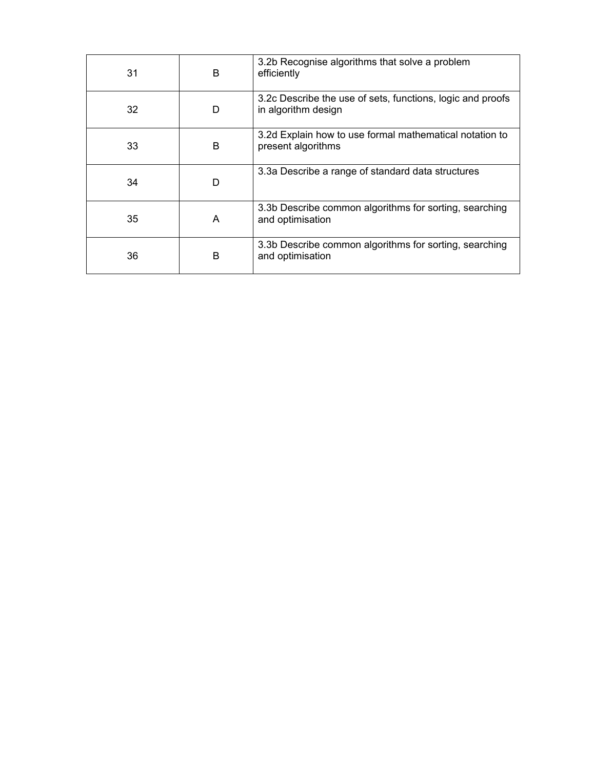| | | |
|---|---|---|
| 31 | B | 3.2b Recognise algorithms that solve a problem efficiently |
| 32 | D | 3.2c Describe the use of sets, functions, logic and proofs in algorithm design |
| 33 | B | 3.2d Explain how to use formal mathematical notation to present algorithms |
| 34 | D | 3.3a Describe a range of standard data structures |
| 35 | A | 3.3b Describe common algorithms for sorting, searching and optimisation |
| 36 | B | 3.3b Describe common algorithms for sorting, searching and optimisation |